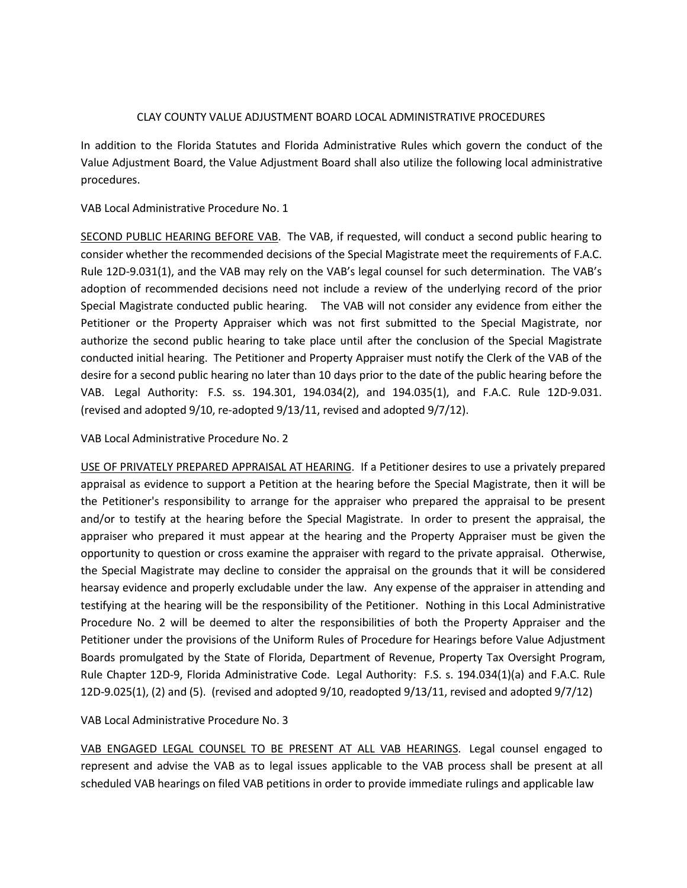# CLAY COUNTY VALUE ADJUSTMENT BOARD LOCAL ADMINISTRATIVE PROCEDURES

In addition to the Florida Statutes and Florida Administrative Rules which govern the conduct of the Value Adjustment Board, the Value Adjustment Board shall also utilize the following local administrative procedures.

## VAB Local Administrative Procedure No. 1

<u>SECOND PUBLIC HEARING BEFORE VAB</u>. The VAB, if requested, will conduct a second public hearing to consider whether the recommended decisions of the Special Magistrate meet the requirements of F.A.C. Rule 12D-9.031(1), and the VAB may rely on the VAB's legal counsel for such determination. The VAB's adoption of recommended decisions need not include a review of the underlying record of the prior Special Magistrate conducted public hearing. The VAB will not consider any evidence from either the Petitioner or the Property Appraiser which was not first submitted to the Special Magistrate, nor authorize the second public hearing to take place until after the conclusion of the Special Magistrate conducted initial hearing. The Petitioner and Property Appraiser must notify the Clerk of the VAB of the desire for a second public hearing no later than 10 days prior to the date of the public hearing before the VAB. Legal Authority: F.S. ss. 194.301, 194.034(2), and 194.035(1), and F.A.C. Rule 12D-9.031. (revised and adopted 9/10, re-adopted 9/13/11, revised and adopted 9/7/12).

## VAB Local Administrative Procedure No. 2

<u>USE OF PRIVATELY PREPARED APPRAISAL AT HEARING</u>. If a Petitioner desires to use a privately prepared appraisal as evidence to support a Petition at the hearing before the Special Magistrate, then it will be the Petitioner's responsibility to arrange for the appraiser who prepared the appraisal to be present and/or to testify at the hearing before the Special Magistrate. In order to present the appraisal, the appraiser who prepared it must appear at the hearing and the Property Appraiser must be given the opportunity to question or cross examine the appraiser with regard to the private appraisal. Otherwise, the Special Magistrate may decline to consider the appraisal on the grounds that it will be considered hearsay evidence and properly excludable under the law. Any expense of the appraiser in attending and testifying at the hearing will be the responsibility of the Petitioner. Nothing in this Local Administrative Procedure No. 2 will be deemed to alter the responsibilities of both the Property Appraiser and the Petitioner under the provisions of the Uniform Rules of Procedure for Hearings before Value Adjustment Boards promulgated by the State of Florida, Department of Revenue, Property Tax Oversight Program, Rule Chapter 12D-9, Florida Administrative Code. Legal Authority: F.S. s. 194.034(1)(a) and F.A.C. Rule 12D-9.025(1), (2) and (5). (revised and adopted 9/10, readopted 9/13/11, revised and adopted 9/7/12)

## VAB Local Administrative Procedure No. 3

<u>VAB ENGAGED LEGAL COUNSEL TO BE PRESENT AT ALL VAB HEARINGS</u>. Legal counsel engaged to represent and advise the VAB as to legal issues applicable to the VAB process shall be present at all scheduled VAB hearings on filed VAB petitions in order to provide immediate rulings and applicable law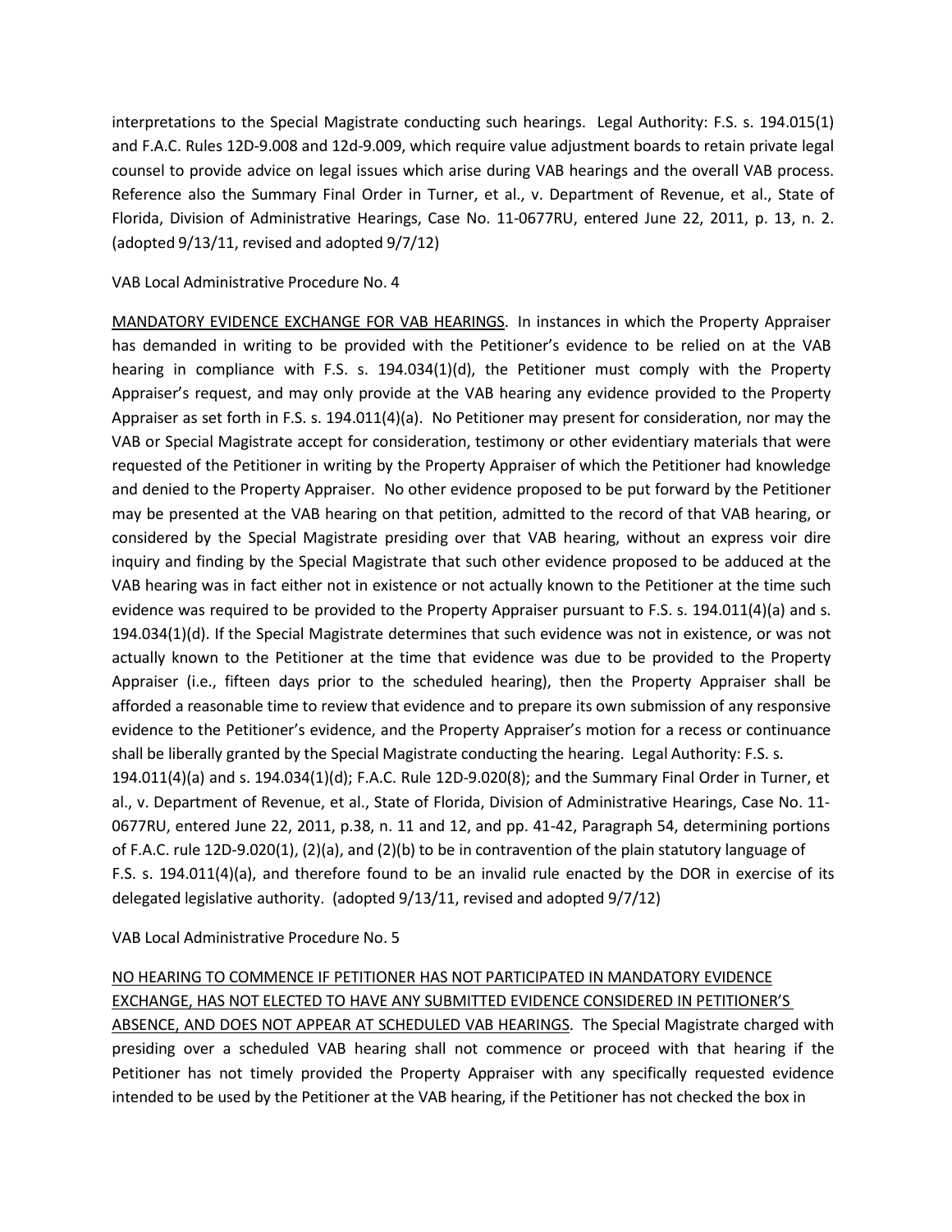interpretations to the Special Magistrate conducting such hearings. Legal Authority: F.S. s. 194.015(1) and F.A.C. Rules 12D-9.008 and 12d-9.009, which require value adjustment boards to retain private legal counsel to provide advice on legal issues which arise during VAB hearings and the overall VAB process. Reference also the Summary Final Order in Turner, et al., v. Department of Revenue, et al., State of Florida, Division of Administrative Hearings, Case No. 11-0677RU, entered June 22, 2011, p. 13, n. 2. (adopted 9/13/11, revised and adopted 9/7/12)

VAB Local Administrative Procedure No. 4

MANDATORY EVIDENCE EXCHANGE FOR VAB HEARINGS. In instances in which the Property Appraiser has demanded in writing to be provided with the Petitioner's evidence to be relied on at the VAB hearing in compliance with F.S. s. 194.034(1)(d), the Petitioner must comply with the Property Appraiser's request, and may only provide at the VAB hearing any evidence provided to the Property Appraiser as set forth in F.S. s. 194.011(4)(a). No Petitioner may present for consideration, nor may the VAB or Special Magistrate accept for consideration, testimony or other evidentiary materials that were requested of the Petitioner in writing by the Property Appraiser of which the Petitioner had knowledge and denied to the Property Appraiser. No other evidence proposed to be put forward by the Petitioner may be presented at the VAB hearing on that petition, admitted to the record of that VAB hearing, or considered by the Special Magistrate presiding over that VAB hearing, without an express voir dire inquiry and finding by the Special Magistrate that such other evidence proposed to be adduced at the VAB hearing was in fact either not in existence or not actually known to the Petitioner at the time such evidence was required to be provided to the Property Appraiser pursuant to F.S. s. 194.011(4)(a) and s. 194.034(1)(d). If the Special Magistrate determines that such evidence was not in existence, or was not actually known to the Petitioner at the time that evidence was due to be provided to the Property Appraiser (i.e., fifteen days prior to the scheduled hearing), then the Property Appraiser shall be afforded a reasonable time to review that evidence and to prepare its own submission of any responsive evidence to the Petitioner's evidence, and the Property Appraiser's motion for a recess or continuance shall be liberally granted by the Special Magistrate conducting the hearing. Legal Authority: F.S. s. 194.011(4)(a) and s. 194.034(1)(d); F.A.C. Rule 12D-9.020(8); and the Summary Final Order in Turner, et al., v. Department of Revenue, et al., State of Florida, Division of Administrative Hearings, Case No. 11-0677RU, entered June 22, 2011, p.38, n. 11 and 12, and pp. 41-42, Paragraph 54, determining portions of F.A.C. rule 12D-9.020(1), (2)(a), and (2)(b) to be in contravention of the plain statutory language of F.S. s. 194.011(4)(a), and therefore found to be an invalid rule enacted by the DOR in exercise of its delegated legislative authority. (adopted 9/13/11, revised and adopted 9/7/12)

VAB Local Administrative Procedure No. 5

NO HEARING TO COMMENCE IF PETITIONER HAS NOT PARTICIPATED IN MANDATORY EVIDENCE EXCHANGE, HAS NOT ELECTED TO HAVE ANY SUBMITTED EVIDENCE CONSIDERED IN PETITIONER'S ABSENCE, AND DOES NOT APPEAR AT SCHEDULED VAB HEARINGS. The Special Magistrate charged with presiding over a scheduled VAB hearing shall not commence or proceed with that hearing if the Petitioner has not timely provided the Property Appraiser with any specifically requested evidence intended to be used by the Petitioner at the VAB hearing, if the Petitioner has not checked the box in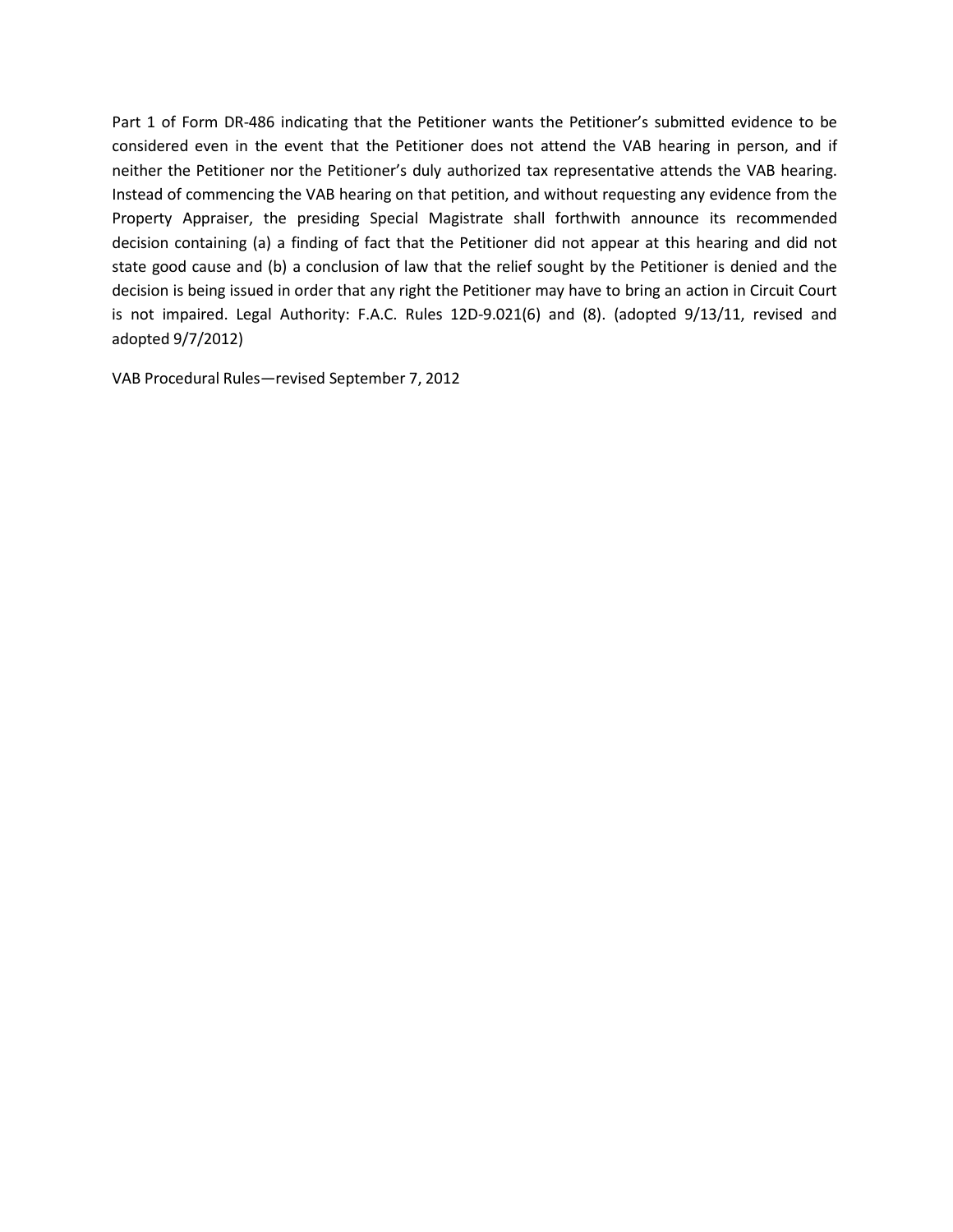Part 1 of Form DR-486 indicating that the Petitioner wants the Petitioner's submitted evidence to be considered even in the event that the Petitioner does not attend the VAB hearing in person, and if neither the Petitioner nor the Petitioner's duly authorized tax representative attends the VAB hearing. Instead of commencing the VAB hearing on that petition, and without requesting any evidence from the Property Appraiser, the presiding Special Magistrate shall forthwith announce its recommended decision containing (a) a finding of fact that the Petitioner did not appear at this hearing and did not state good cause and (b) a conclusion of law that the relief sought by the Petitioner is denied and the decision is being issued in order that any right the Petitioner may have to bring an action in Circuit Court is not impaired. Legal Authority: F.A.C. Rules 12D-9.021(6) and (8). (adopted 9/13/11, revised and adopted 9/7/2012)

VAB Procedural Rules—revised September 7, 2012